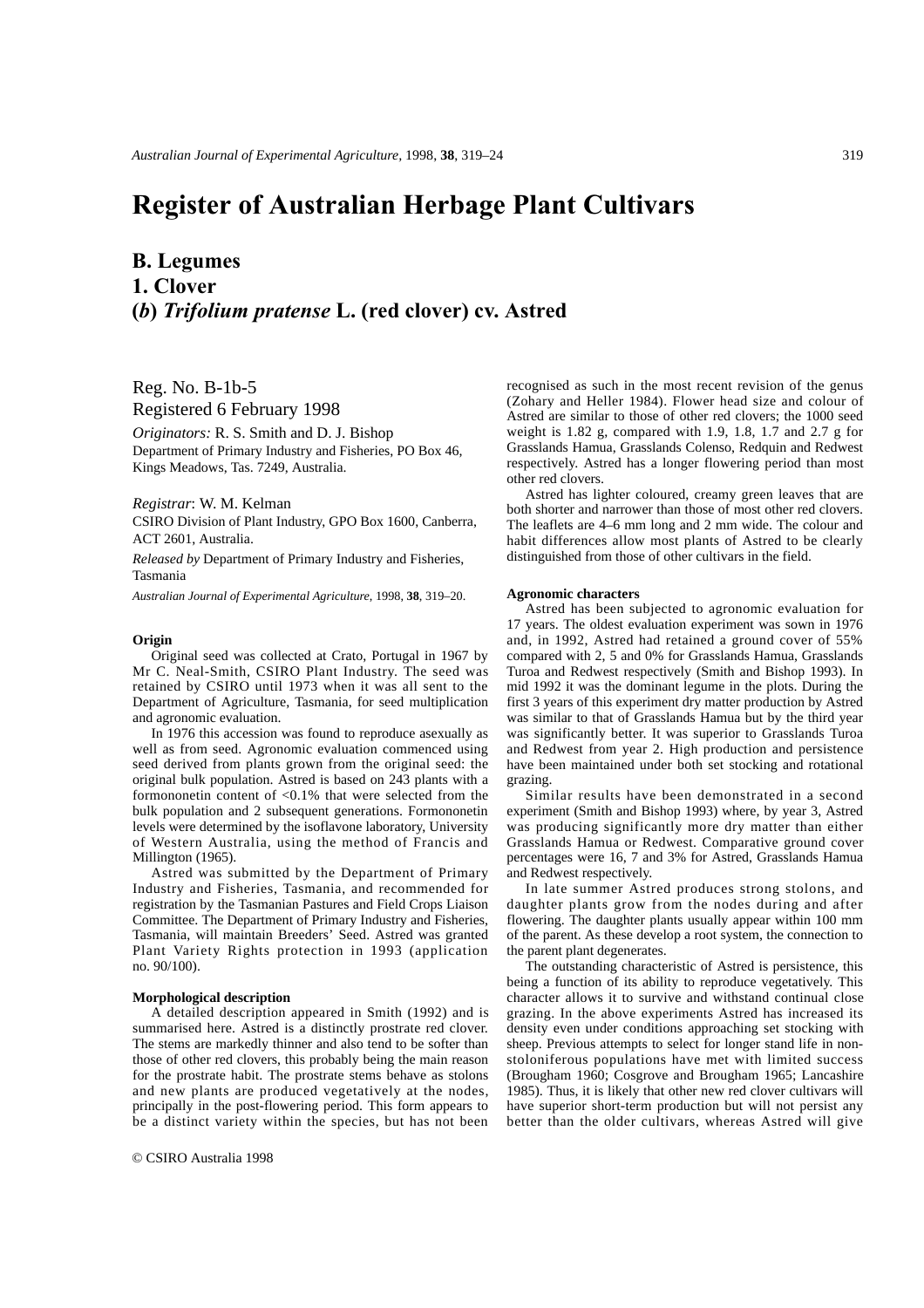# Register of Australian Herbage Plant Cultivars

## B. Legumes
## 1. Clover
## (*b*) *Trifolium pratense* L. (red clover) cv. Astred

Reg. No. B-1b-5
Registered 6 February 1998

*Originators:* R. S. Smith and D. J. Bishop
Department of Primary Industry and Fisheries, PO Box 46, Kings Meadows, Tas. 7249, Australia.

*Registrar*: W. M. Kelman
CSIRO Division of Plant Industry, GPO Box 1600, Canberra, ACT 2601, Australia.

*Released by* Department of Primary Industry and Fisheries, Tasmania

*Australian Journal of Experimental Agriculture*, 1998, **38**, 319–20.

**Origin**

Original seed was collected at Crato, Portugal in 1967 by Mr C. Neal-Smith, CSIRO Plant Industry. The seed was retained by CSIRO until 1973 when it was all sent to the Department of Agriculture, Tasmania, for seed multiplication and agronomic evaluation.

In 1976 this accession was found to reproduce asexually as well as from seed. Agronomic evaluation commenced using seed derived from plants grown from the original seed: the original bulk population. Astred is based on 243 plants with a formononetin content of <0.1% that were selected from the bulk population and 2 subsequent generations. Formononetin levels were determined by the isoflavone laboratory, University of Western Australia, using the method of Francis and Millington (1965).

Astred was submitted by the Department of Primary Industry and Fisheries, Tasmania, and recommended for registration by the Tasmanian Pastures and Field Crops Liaison Committee. The Department of Primary Industry and Fisheries, Tasmania, will maintain Breeders' Seed. Astred was granted Plant Variety Rights protection in 1993 (application no. 90/100).

**Morphological description**

A detailed description appeared in Smith (1992) and is summarised here. Astred is a distinctly prostrate red clover. The stems are markedly thinner and also tend to be softer than those of other red clovers, this probably being the main reason for the prostrate habit. The prostrate stems behave as stolons and new plants are produced vegetatively at the nodes, principally in the post-flowering period. This form appears to be a distinct variety within the species, but has not been recognised as such in the most recent revision of the genus (Zohary and Heller 1984). Flower head size and colour of Astred are similar to those of other red clovers; the 1000 seed weight is 1.82 g, compared with 1.9, 1.8, 1.7 and 2.7 g for Grasslands Hamua, Grasslands Colenso, Redquin and Redwest respectively. Astred has a longer flowering period than most other red clovers.

Astred has lighter coloured, creamy green leaves that are both shorter and narrower than those of most other red clovers. The leaflets are 4–6 mm long and 2 mm wide. The colour and habit differences allow most plants of Astred to be clearly distinguished from those of other cultivars in the field.

**Agronomic characters**

Astred has been subjected to agronomic evaluation for 17 years. The oldest evaluation experiment was sown in 1976 and, in 1992, Astred had retained a ground cover of 55% compared with 2, 5 and 0% for Grasslands Hamua, Grasslands Turoa and Redwest respectively (Smith and Bishop 1993). In mid 1992 it was the dominant legume in the plots. During the first 3 years of this experiment dry matter production by Astred was similar to that of Grasslands Hamua but by the third year was significantly better. It was superior to Grasslands Turoa and Redwest from year 2. High production and persistence have been maintained under both set stocking and rotational grazing.

Similar results have been demonstrated in a second experiment (Smith and Bishop 1993) where, by year 3, Astred was producing significantly more dry matter than either Grasslands Hamua or Redwest. Comparative ground cover percentages were 16, 7 and 3% for Astred, Grasslands Hamua and Redwest respectively.

In late summer Astred produces strong stolons, and daughter plants grow from the nodes during and after flowering. The daughter plants usually appear within 100 mm of the parent. As these develop a root system, the connection to the parent plant degenerates.

The outstanding characteristic of Astred is persistence, this being a function of its ability to reproduce vegetatively. This character allows it to survive and withstand continual close grazing. In the above experiments Astred has increased its density even under conditions approaching set stocking with sheep. Previous attempts to select for longer stand life in non-stoloniferous populations have met with limited success (Brougham 1960; Cosgrove and Brougham 1965; Lancashire 1985). Thus, it is likely that other new red clover cultivars will have superior short-term production but will not persist any better than the older cultivars, whereas Astred will give

© CSIRO Australia 1998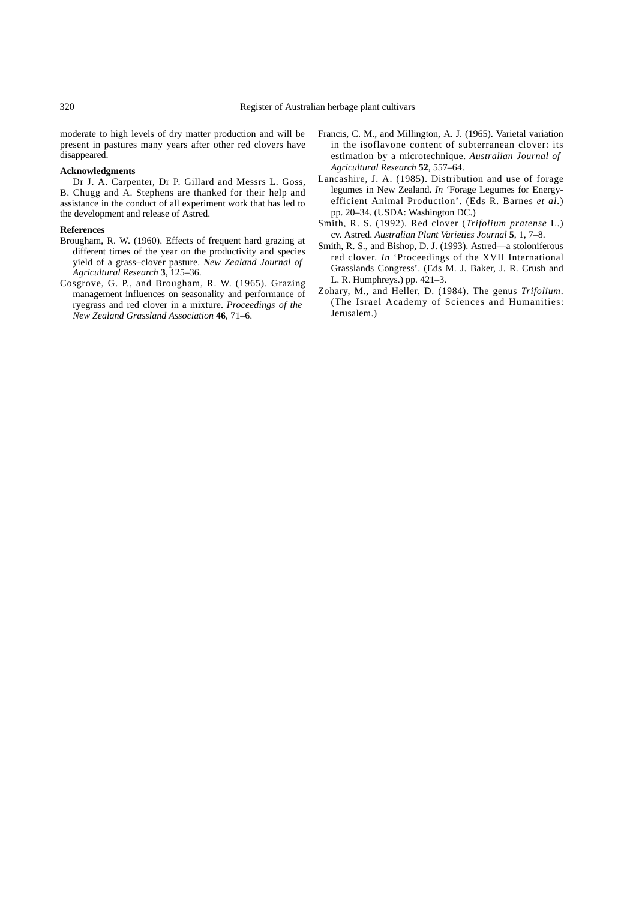moderate to high levels of dry matter production and will be present in pastures many years after other red clovers have disappeared.

### Acknowledgments

Dr J. A. Carpenter, Dr P. Gillard and Messrs L. Goss, B. Chugg and A. Stephens are thanked for their help and assistance in the conduct of all experiment work that has led to the development and release of Astred.

### References

Brougham, R. W. (1960). Effects of frequent hard grazing at different times of the year on the productivity and species yield of a grass–clover pasture. *New Zealand Journal of Agricultural Research* **3**, 125–36.

Cosgrove, G. P., and Brougham, R. W. (1965). Grazing management influences on seasonality and performance of ryegrass and red clover in a mixture. *Proceedings of the New Zealand Grassland Association* **46**, 71–6.

Francis, C. M., and Millington, A. J. (1965). Varietal variation in the isoflavone content of subterranean clover: its estimation by a microtechnique. *Australian Journal of Agricultural Research* **52**, 557–64.

Lancashire, J. A. (1985). Distribution and use of forage legumes in New Zealand. *In* 'Forage Legumes for Energy-efficient Animal Production'. (Eds R. Barnes *et al.*) pp. 20–34. (USDA: Washington DC.)

Smith, R. S. (1992). Red clover (*Trifolium pratense* L.) cv. Astred. *Australian Plant Varieties Journal* **5**, 1, 7–8.

Smith, R. S., and Bishop, D. J. (1993). Astred—a stoloniferous red clover. *In* 'Proceedings of the XVII International Grasslands Congress'. (Eds M. J. Baker, J. R. Crush and L. R. Humphreys.) pp. 421–3.

Zohary, M., and Heller, D. (1984). The genus *Trifolium*. (The Israel Academy of Sciences and Humanities: Jerusalem.)